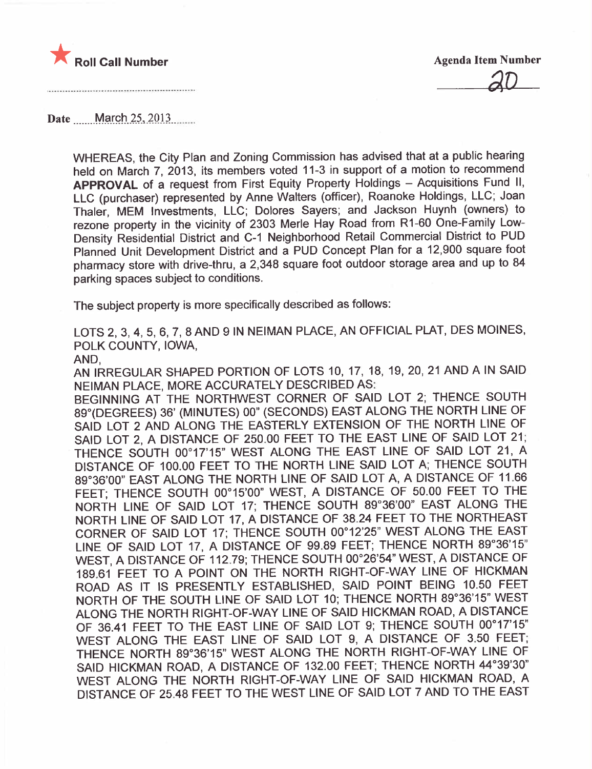★ **Roll Call Number**

..........................................................

**Agenda Item Number**

20

**Date** ......March 25, 2013........

WHEREAS, the City Plan and Zoning Commission has advised that at a public hearing held on March 7, 2013, its members voted 11-3 in support of a motion to recommend **APPROVAL** of a request from First Equity Property Holdings – Acquisitions Fund II, LLC (purchaser) represented by Anne Walters (officer), Roanoke Holdings, LLC; Joan Thaler, MEM Investments, LLC; Dolores Sayers; and Jackson Huynh (owners) to rezone property in the vicinity of 2303 Merle Hay Road from R1-60 One-Family Low-Density Residential District and C-1 Neighborhood Retail Commercial District to PUD Planned Unit Development District and a PUD Concept Plan for a 12,900 square foot pharmacy store with drive-thru, a 2,348 square foot outdoor storage area and up to 84 parking spaces subject to conditions.

The subject property is more specifically described as follows:

LOTS 2, 3, 4, 5, 6, 7, 8 AND 9 IN NEIMAN PLACE, AN OFFICIAL PLAT, DES MOINES, POLK COUNTY, IOWA,

AND,

AN IRREGULAR SHAPED PORTION OF LOTS 10, 17, 18, 19, 20, 21 AND A IN SAID NEIMAN PLACE, MORE ACCURATELY DESCRIBED AS:

BEGINNING AT THE NORTHWEST CORNER OF SAID LOT 2; THENCE SOUTH 89°(DEGREES) 36' (MINUTES) 00" (SECONDS) EAST ALONG THE NORTH LINE OF SAID LOT 2 AND ALONG THE EASTERLY EXTENSION OF THE NORTH LINE OF SAID LOT 2, A DISTANCE OF 250.00 FEET TO THE EAST LINE OF SAID LOT 21; THENCE SOUTH 00°17'15" WEST ALONG THE EAST LINE OF SAID LOT 21, A DISTANCE OF 100.00 FEET TO THE NORTH LINE SAID LOT A; THENCE SOUTH 89°36'00" EAST ALONG THE NORTH LINE OF SAID LOT A, A DISTANCE OF 11.66 FEET; THENCE SOUTH 00°15'00" WEST, A DISTANCE OF 50.00 FEET TO THE NORTH LINE OF SAID LOT 17; THENCE SOUTH 89°36'00" EAST ALONG THE NORTH LINE OF SAID LOT 17, A DISTANCE OF 38.24 FEET TO THE NORTHEAST CORNER OF SAID LOT 17; THENCE SOUTH 00°12'25" WEST ALONG THE EAST LINE OF SAID LOT 17, A DISTANCE OF 99.89 FEET; THENCE NORTH 89°36'15" WEST, A DISTANCE OF 112.79; THENCE SOUTH 00°26'54" WEST, A DISTANCE OF 189.61 FEET TO A POINT ON THE NORTH RIGHT-OF-WAY LINE OF HICKMAN ROAD AS IT IS PRESENTLY ESTABLISHED, SAID POINT BEING 10.50 FEET NORTH OF THE SOUTH LINE OF SAID LOT 10; THENCE NORTH 89°36'15" WEST ALONG THE NORTH RIGHT-OF-WAY LINE OF SAID HICKMAN ROAD, A DISTANCE OF 36.41 FEET TO THE EAST LINE OF SAID LOT 9; THENCE SOUTH 00°17'15" WEST ALONG THE EAST LINE OF SAID LOT 9, A DISTANCE OF 3.50 FEET; THENCE NORTH 89°36'15" WEST ALONG THE NORTH RIGHT-OF-WAY LINE OF SAID HICKMAN ROAD, A DISTANCE OF 132.00 FEET; THENCE NORTH 44°39'30" WEST ALONG THE NORTH RIGHT-OF-WAY LINE OF SAID HICKMAN ROAD, A DISTANCE OF 25.48 FEET TO THE WEST LINE OF SAID LOT 7 AND TO THE EAST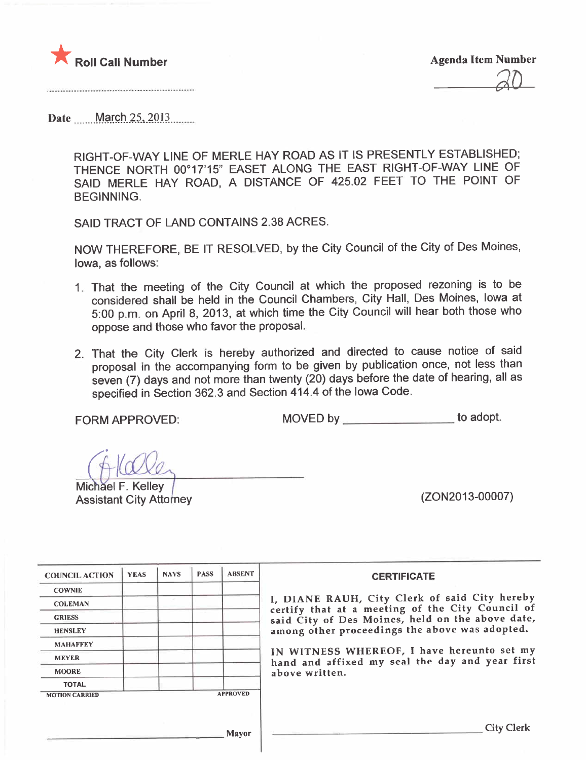★ **Roll Call Number**

..........................................................

**Agenda Item Number**

20

**Date** March 25, 2013

RIGHT-OF-WAY LINE OF MERLE HAY ROAD AS IT IS PRESENTLY ESTABLISHED; THENCE NORTH 00°17'15" EASET ALONG THE EAST RIGHT-OF-WAY LINE OF SAID MERLE HAY ROAD, A DISTANCE OF 425.02 FEET TO THE POINT OF BEGINNING.

SAID TRACT OF LAND CONTAINS 2.38 ACRES.

NOW THEREFORE, BE IT RESOLVED, by the City Council of the City of Des Moines, Iowa, as follows:

1. That the meeting of the City Council at which the proposed rezoning is to be considered shall be held in the Council Chambers, City Hall, Des Moines, Iowa at 5:00 p.m. on April 8, 2013, at which time the City Council will hear both those who oppose and those who favor the proposal.

2. That the City Clerk is hereby authorized and directed to cause notice of said proposal in the accompanying form to be given by publication once, not less than seven (7) days and not more than twenty (20) days before the date of hearing, all as specified in Section 362.3 and Section 414.4 of the Iowa Code.

FORM APPROVED:

MOVED by ________________ to adopt.

Michael F. Kelley
Assistant City Attorney

(ZON2013-00007)

| COUNCIL ACTION | YEAS | NAYS | PASS | ABSENT |
|---|---|---|---|---|
| COWNIE | | | | |
| COLEMAN | | | | |
| GRIESS | | | | |
| HENSLEY | | | | |
| MAHAFFEY | | | | |
| MEYER | | | | |
| MOORE | | | | |
| TOTAL | | | | |
| MOTION CARRIED | | | | APPROVED |

________________________________ Mayor

**CERTIFICATE**

I, DIANE RAUH, City Clerk of said City hereby certify that at a meeting of the City Council of said City of Des Moines, held on the above date, among other proceedings the above was adopted.

IN WITNESS WHEREOF, I have hereunto set my hand and affixed my seal the day and year first above written.

________________________________ City Clerk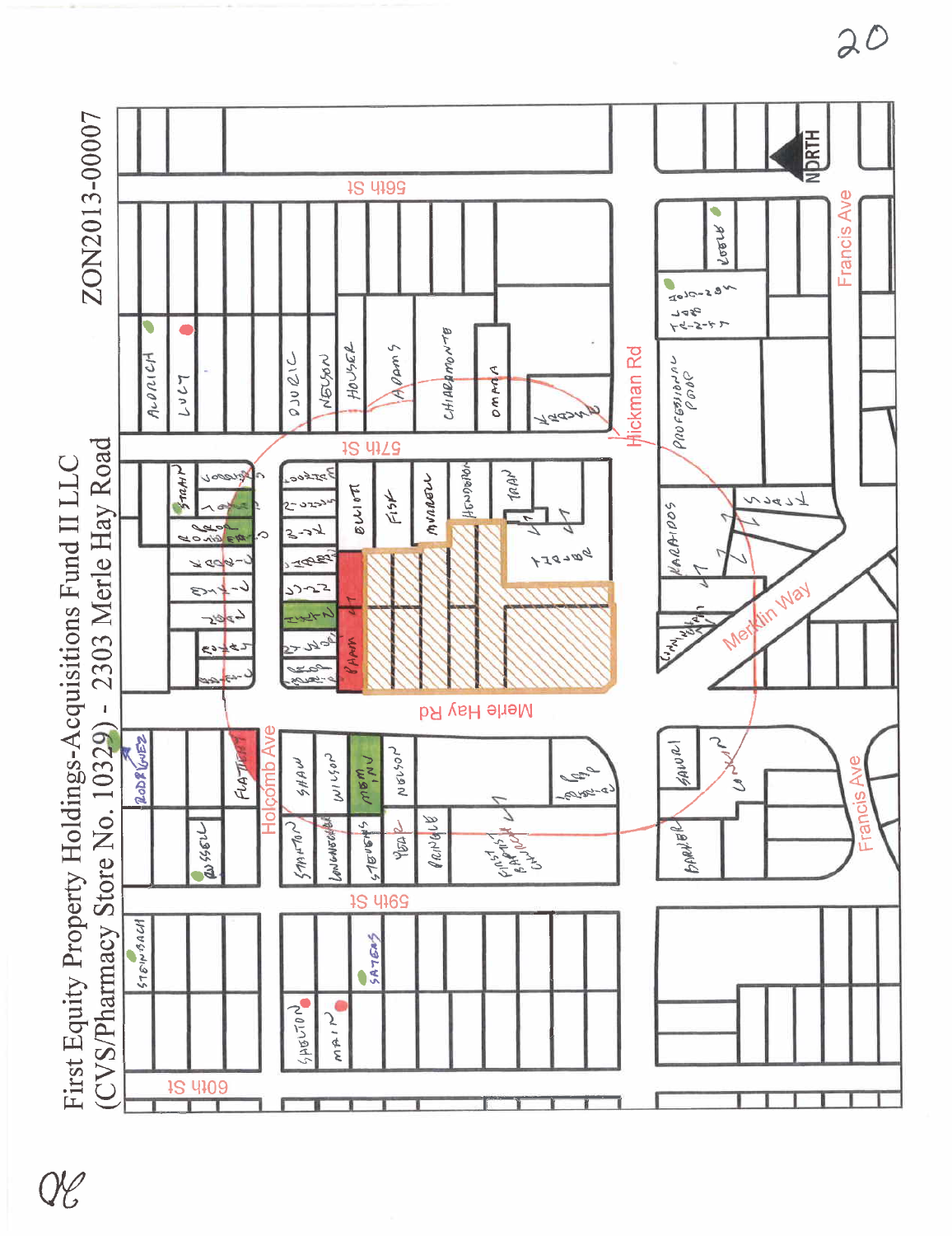# First Equity Property Holdings-Acquisitions Fund II LLC
## (CVS/Pharmacy Store No. 10329) - 2303 Merle Hay Road

ZON2013-00007

56th St

57th St

59th St

60th St

Merle Hay Rd

Holcomb Ave

Hickman Rd

Merklin Way

Francis Ave

NORTH

ALDRICH

LUCY

DJURIC

NELSON

HOUSER

ADAMS

CHIARAMONTE

OMARA

PROFESSIONAL POOP

ELLIOTT

FISK

MURRELL

HENDERSON

TRAN

SHAW

WILSON

NELSON

STANTON

STEVENS

PRINGLE

FIRST BAPTIST CHURCH

RUSSELL

RODRIGUEZ

FLATTERY

STEINBACH

SHELTON

MAIN

SAYERS

SAVORI

BARBER

KARADOOS

STRAIN

COOLEY

20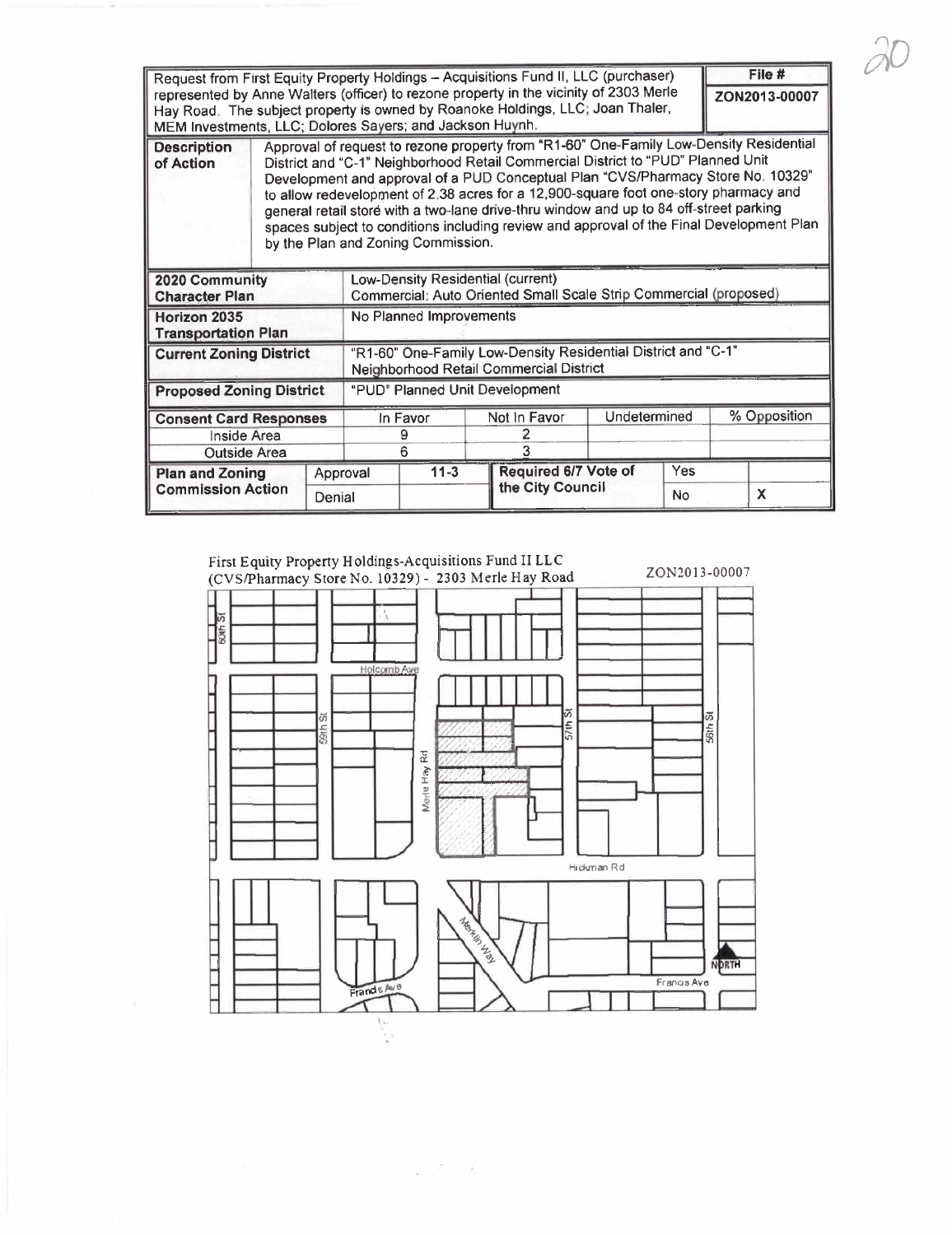| Request from First Equity Property Holdings – Acquisitions Fund II, LLC (purchaser) represented by Anne Walters (officer) to rezone property in the vicinity of 2303 Merle Hay Road. The subject property is owned by Roanoke Holdings, LLC; Joan Thaler, MEM Investments, LLC; Dolores Sayers; and Jackson Huynh. | File # ZON2013-00007 |
|---|---|

| Description of Action | Approval of request to rezone property from "R1-60" One-Family Low-Density Residential District and "C-1" Neighborhood Retail Commercial District to "PUD" Planned Unit Development and approval of a PUD Conceptual Plan "CVS/Pharmacy Store No. 10329" to allow redevelopment of 2.38 acres for a 12,900-square foot one-story pharmacy and general retail store with a two-lane drive-thru window and up to 84 off-street parking spaces subject to conditions including review and approval of the Final Development Plan by the Plan and Zoning Commission. |
|---|---|

| 2020 Community Character Plan | Low-Density Residential (current)<br>Commercial: Auto Oriented Small Scale Strip Commercial (proposed) |
|---|---|
| Horizon 2035 Transportation Plan | No Planned Improvements |
| Current Zoning District | "R1-60" One-Family Low-Density Residential District and "C-1" Neighborhood Retail Commercial District |
| Proposed Zoning District | "PUD" Planned Unit Development |

| Consent Card Responses | In Favor | Not In Favor | Undetermined | % Opposition |
|---|---|---|---|---|
| Inside Area | 9 | 2 | | |
| Outside Area | 6 | 3 | | |

| Plan and Zoning Commission Action | | | Required 6/7 Vote of the City Council | | |
|---|---|---|---|---|---|
| | Approval | 11-3 | | Yes | |
| | Denial | | | No | X |

First Equity Property Holdings-Acquisitions Fund II LLC (CVS/Pharmacy Store No. 10329) - 2303 Merle Hay Road

ZON2013-00007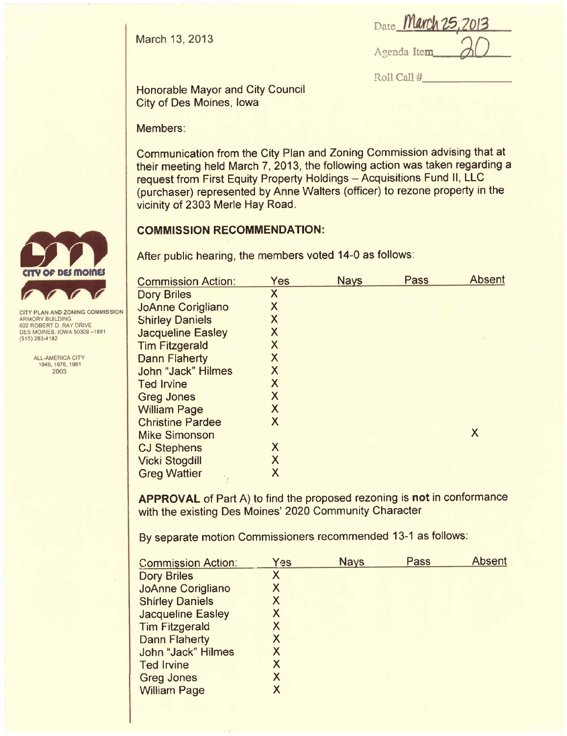March 13, 2013

Date March 25, 2013

Agenda Item 20

Roll Call #

Honorable Mayor and City Council
City of Des Moines, Iowa

Members:

Communication from the City Plan and Zoning Commission advising that at their meeting held March 7, 2013, the following action was taken regarding a request from First Equity Property Holdings – Acquisitions Fund II, LLC (purchaser) represented by Anne Walters (officer) to rezone property in the vicinity of 2303 Merle Hay Road.

CITY PLAN AND ZONING COMMISSION
ARMORY BUILDING
602 ROBERT D. RAY DRIVE
DES MOINES, IOWA 50309 –1881
(515) 283-4182

ALL-AMERICA CITY
1949, 1976, 1981
2003

**COMMISSION RECOMMENDATION:**

After public hearing, the members voted 14-0 as follows:

| Commission Action: | Yes | Nays | Pass | Absent |
|---|---|---|---|---|
| Dory Briles | X | | | |
| JoAnne Corigliano | X | | | |
| Shirley Daniels | X | | | |
| Jacqueline Easley | X | | | |
| Tim Fitzgerald | X | | | |
| Dann Flaherty | X | | | |
| John "Jack" Hilmes | X | | | |
| Ted Irvine | X | | | |
| Greg Jones | X | | | |
| William Page | X | | | |
| Christine Pardee | X | | | |
| Mike Simonson | | | | X |
| CJ Stephens | X | | | |
| Vicki Stogdill | X | | | |
| Greg Wattier | X | | | |

**APPROVAL** of Part A) to find the proposed rezoning is **not** in conformance with the existing Des Moines' 2020 Community Character

By separate motion Commissioners recommended 13-1 as follows:

| Commission Action: | Yes | Nays | Pass | Absent |
|---|---|---|---|---|
| Dory Briles | X | | | |
| JoAnne Corigliano | X | | | |
| Shirley Daniels | X | | | |
| Jacqueline Easley | X | | | |
| Tim Fitzgerald | X | | | |
| Dann Flaherty | X | | | |
| John "Jack" Hilmes | X | | | |
| Ted Irvine | X | | | |
| Greg Jones | X | | | |
| William Page | X | | | |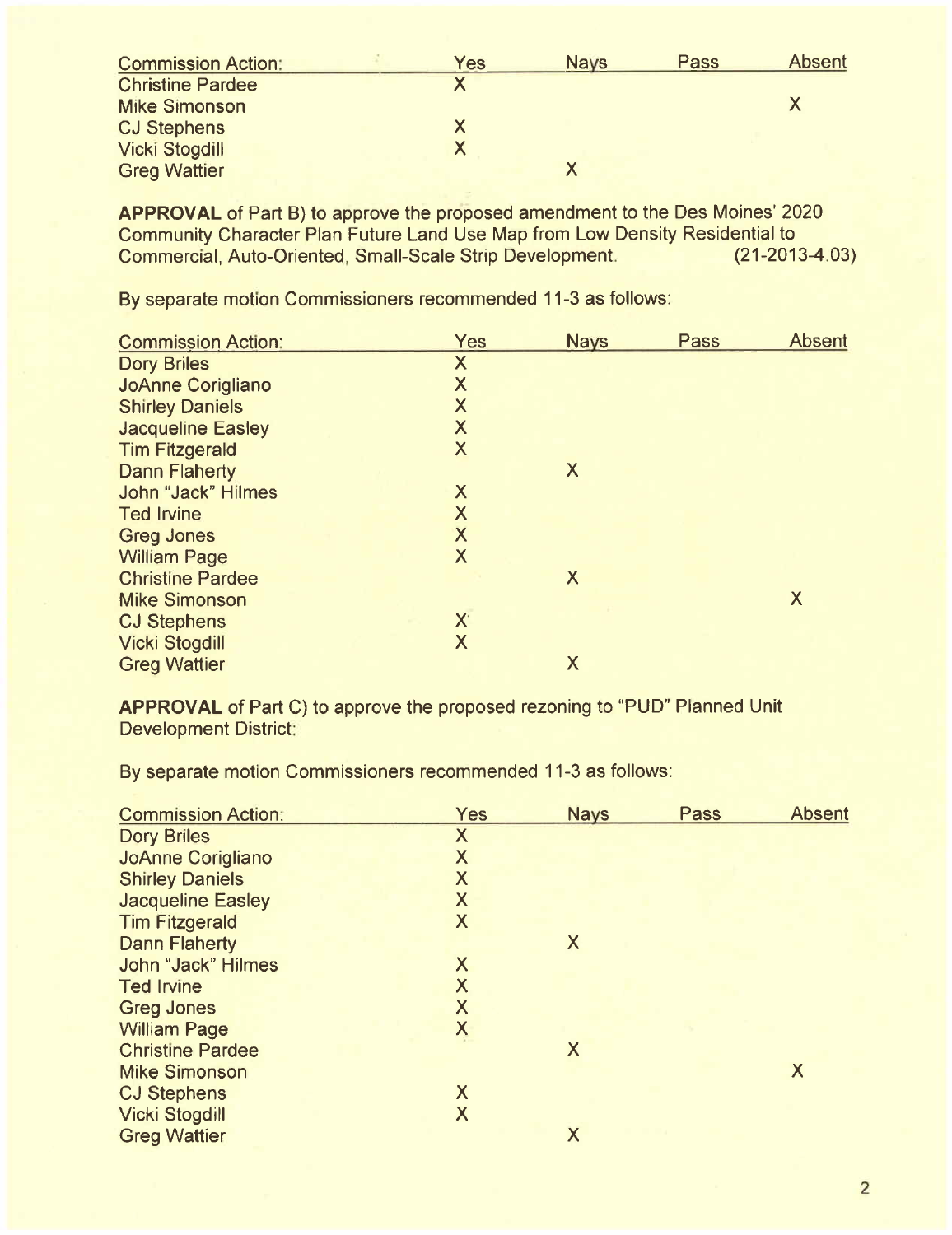| Commission Action: | Yes | Nays | Pass | Absent |
|---|---|---|---|---|
| Christine Pardee | X | | | |
| Mike Simonson | | | | X |
| CJ Stephens | X | | | |
| Vicki Stogdill | X | | | |
| Greg Wattier | | X | | |

**APPROVAL** of Part B) to approve the proposed amendment to the Des Moines' 2020 Community Character Plan Future Land Use Map from Low Density Residential to Commercial, Auto-Oriented, Small-Scale Strip Development. (21-2013-4.03)

By separate motion Commissioners recommended 11-3 as follows:

| Commission Action: | Yes | Nays | Pass | Absent |
|---|---|---|---|---|
| Dory Briles | X | | | |
| JoAnne Corigliano | X | | | |
| Shirley Daniels | X | | | |
| Jacqueline Easley | X | | | |
| Tim Fitzgerald | X | | | |
| Dann Flaherty | | X | | |
| John "Jack" Hilmes | X | | | |
| Ted Irvine | X | | | |
| Greg Jones | X | | | |
| William Page | X | | | |
| Christine Pardee | | X | | |
| Mike Simonson | | | | X |
| CJ Stephens | X | | | |
| Vicki Stogdill | X | | | |
| Greg Wattier | | X | | |

**APPROVAL** of Part C) to approve the proposed rezoning to "PUD" Planned Unit Development District:

By separate motion Commissioners recommended 11-3 as follows:

| Commission Action: | Yes | Nays | Pass | Absent |
|---|---|---|---|---|
| Dory Briles | X | | | |
| JoAnne Corigliano | X | | | |
| Shirley Daniels | X | | | |
| Jacqueline Easley | X | | | |
| Tim Fitzgerald | X | | | |
| Dann Flaherty | | X | | |
| John "Jack" Hilmes | X | | | |
| Ted Irvine | X | | | |
| Greg Jones | X | | | |
| William Page | X | | | |
| Christine Pardee | | X | | |
| Mike Simonson | | | | X |
| CJ Stephens | X | | | |
| Vicki Stogdill | X | | | |
| Greg Wattier | | X | | |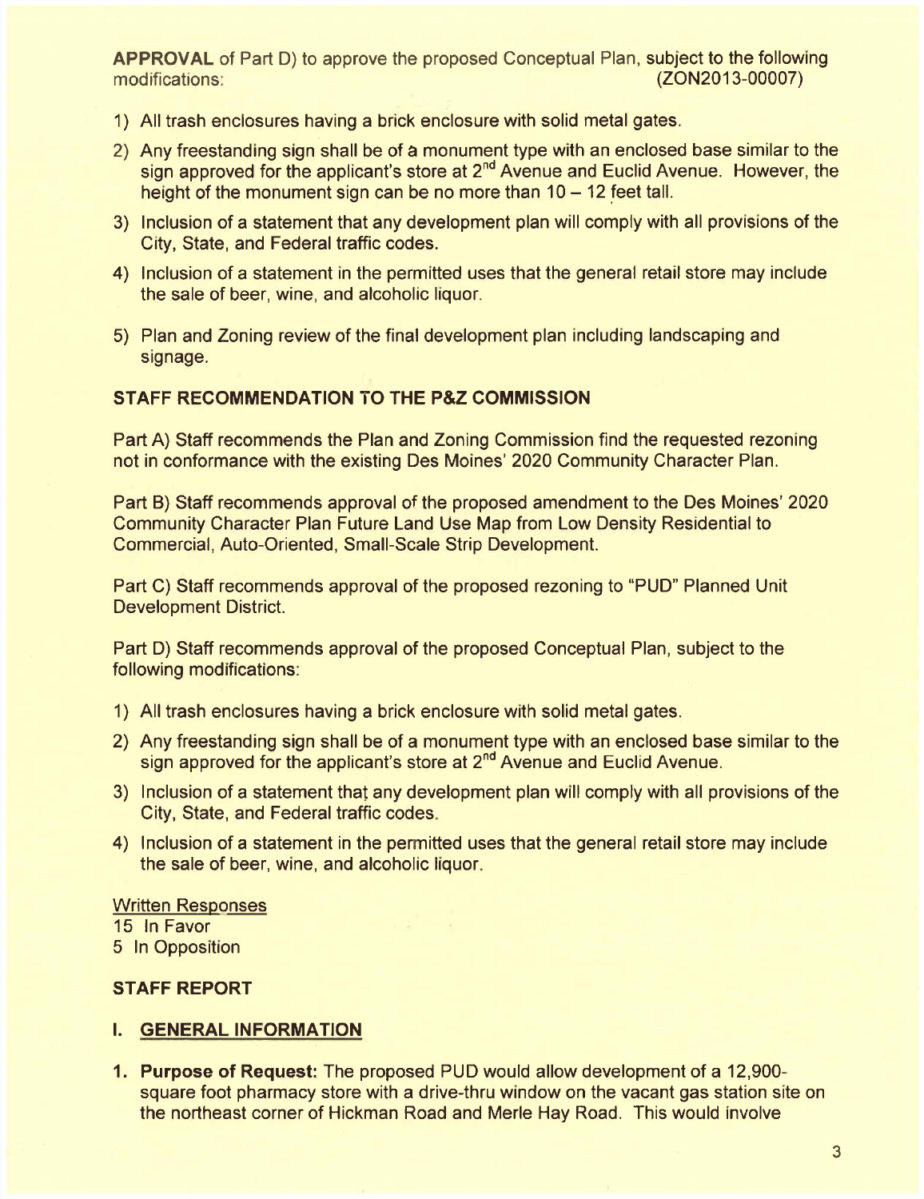**APPROVAL** of Part D) to approve the proposed Conceptual Plan, subject to the following modifications: (ZON2013-00007)

1) All trash enclosures having a brick enclosure with solid metal gates.
2) Any freestanding sign shall be of a monument type with an enclosed base similar to the sign approved for the applicant's store at 2nd Avenue and Euclid Avenue. However, the height of the monument sign can be no more than 10 – 12 feet tall.
3) Inclusion of a statement that any development plan will comply with all provisions of the City, State, and Federal traffic codes.
4) Inclusion of a statement in the permitted uses that the general retail store may include the sale of beer, wine, and alcoholic liquor.
5) Plan and Zoning review of the final development plan including landscaping and signage.

## STAFF RECOMMENDATION TO THE P&Z COMMISSION

Part A) Staff recommends the Plan and Zoning Commission find the requested rezoning not in conformance with the existing Des Moines' 2020 Community Character Plan.

Part B) Staff recommends approval of the proposed amendment to the Des Moines' 2020 Community Character Plan Future Land Use Map from Low Density Residential to Commercial, Auto-Oriented, Small-Scale Strip Development.

Part C) Staff recommends approval of the proposed rezoning to "PUD" Planned Unit Development District.

Part D) Staff recommends approval of the proposed Conceptual Plan, subject to the following modifications:

1) All trash enclosures having a brick enclosure with solid metal gates.
2) Any freestanding sign shall be of a monument type with an enclosed base similar to the sign approved for the applicant's store at 2nd Avenue and Euclid Avenue.
3) Inclusion of a statement that any development plan will comply with all provisions of the City, State, and Federal traffic codes.
4) Inclusion of a statement in the permitted uses that the general retail store may include the sale of beer, wine, and alcoholic liquor.

Written Responses
15 In Favor
5 In Opposition

## STAFF REPORT

## I. GENERAL INFORMATION

1. **Purpose of Request:** The proposed PUD would allow development of a 12,900-square foot pharmacy store with a drive-thru window on the vacant gas station site on the northeast corner of Hickman Road and Merle Hay Road. This would involve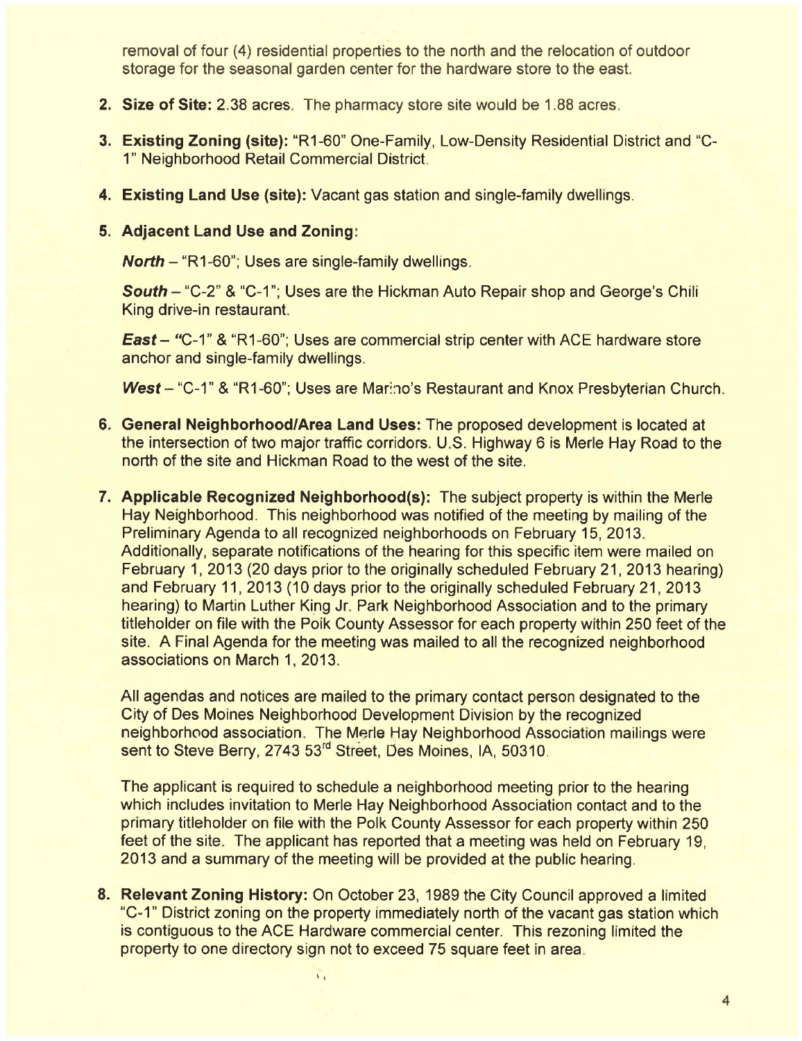removal of four (4) residential properties to the north and the relocation of outdoor storage for the seasonal garden center for the hardware store to the east.

2. **Size of Site:** 2.38 acres. The pharmacy store site would be 1.88 acres.

3. **Existing Zoning (site):** "R1-60" One-Family, Low-Density Residential District and "C-1" Neighborhood Retail Commercial District.

4. **Existing Land Use (site):** Vacant gas station and single-family dwellings.

5. **Adjacent Land Use and Zoning:**

   ***North*** – "R1-60"; Uses are single-family dwellings.

   ***South*** – "C-2" & "C-1"; Uses are the Hickman Auto Repair shop and George's Chili King drive-in restaurant.

   ***East*** – "C-1" & "R1-60"; Uses are commercial strip center with ACE hardware store anchor and single-family dwellings.

   ***West*** – "C-1" & "R1-60"; Uses are Marino's Restaurant and Knox Presbyterian Church.

6. **General Neighborhood/Area Land Uses:** The proposed development is located at the intersection of two major traffic corridors. U.S. Highway 6 is Merle Hay Road to the north of the site and Hickman Road to the west of the site.

7. **Applicable Recognized Neighborhood(s):** The subject property is within the Merle Hay Neighborhood. This neighborhood was notified of the meeting by mailing of the Preliminary Agenda to all recognized neighborhoods on February 15, 2013. Additionally, separate notifications of the hearing for this specific item were mailed on February 1, 2013 (20 days prior to the originally scheduled February 21, 2013 hearing) and February 11, 2013 (10 days prior to the originally scheduled February 21, 2013 hearing) to Martin Luther King Jr. Park Neighborhood Association and to the primary titleholder on file with the Polk County Assessor for each property within 250 feet of the site. A Final Agenda for the meeting was mailed to all the recognized neighborhood associations on March 1, 2013.

   All agendas and notices are mailed to the primary contact person designated to the City of Des Moines Neighborhood Development Division by the recognized neighborhood association. The Merle Hay Neighborhood Association mailings were sent to Steve Berry, 2743 53rd Street, Des Moines, IA, 50310.

   The applicant is required to schedule a neighborhood meeting prior to the hearing which includes invitation to Merle Hay Neighborhood Association contact and to the primary titleholder on file with the Polk County Assessor for each property within 250 feet of the site. The applicant has reported that a meeting was held on February 19, 2013 and a summary of the meeting will be provided at the public hearing.

8. **Relevant Zoning History:** On October 23, 1989 the City Council approved a limited "C-1" District zoning on the property immediately north of the vacant gas station which is contiguous to the ACE Hardware commercial center. This rezoning limited the property to one directory sign not to exceed 75 square feet in area.